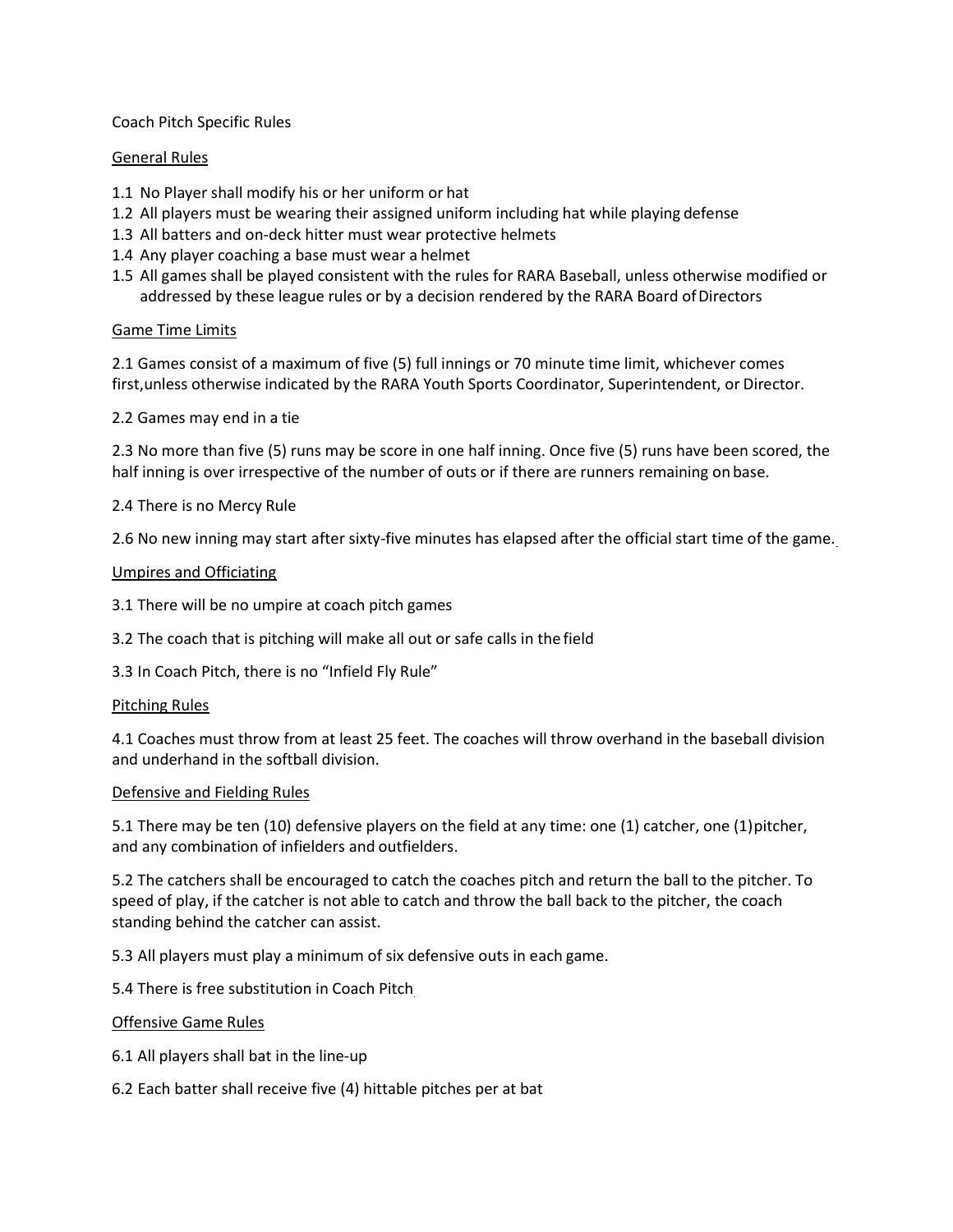Coach Pitch Specific Rules

## General Rules

1.1 No Player shall modify his or her uniform or hat
1.2 All players must be wearing their assigned uniform including hat while playing defense
1.3 All batters and on-deck hitter must wear protective helmets
1.4 Any player coaching a base must wear a helmet
1.5 All games shall be played consistent with the rules for RARA Baseball, unless otherwise modified or addressed by these league rules or by a decision rendered by the RARA Board of Directors

## Game Time Limits

2.1 Games consist of a maximum of five (5) full innings or 70 minute time limit, whichever comes first,unless otherwise indicated by the RARA Youth Sports Coordinator, Superintendent, or Director.

2.2 Games may end in a tie

2.3 No more than five (5) runs may be score in one half inning. Once five (5) runs have been scored, the half inning is over irrespective of the number of outs or if there are runners remaining on base.

2.4 There is no Mercy Rule

2.6 No new inning may start after sixty-five minutes has elapsed after the official start time of the game.

## Umpires and Officiating

3.1 There will be no umpire at coach pitch games

3.2 The coach that is pitching will make all out or safe calls in the field

3.3 In Coach Pitch, there is no "Infield Fly Rule"

## Pitching Rules

4.1 Coaches must throw from at least 25 feet. The coaches will throw overhand in the baseball division and underhand in the softball division.

## Defensive and Fielding Rules

5.1 There may be ten (10) defensive players on the field at any time: one (1) catcher, one (1)pitcher, and any combination of infielders and outfielders.

5.2 The catchers shall be encouraged to catch the coaches pitch and return the ball to the pitcher. To speed of play, if the catcher is not able to catch and throw the ball back to the pitcher, the coach standing behind the catcher can assist.

5.3 All players must play a minimum of six defensive outs in each game.

5.4 There is free substitution in Coach Pitch

## Offensive Game Rules

6.1 All players shall bat in the line-up

6.2 Each batter shall receive five (4) hittable pitches per at bat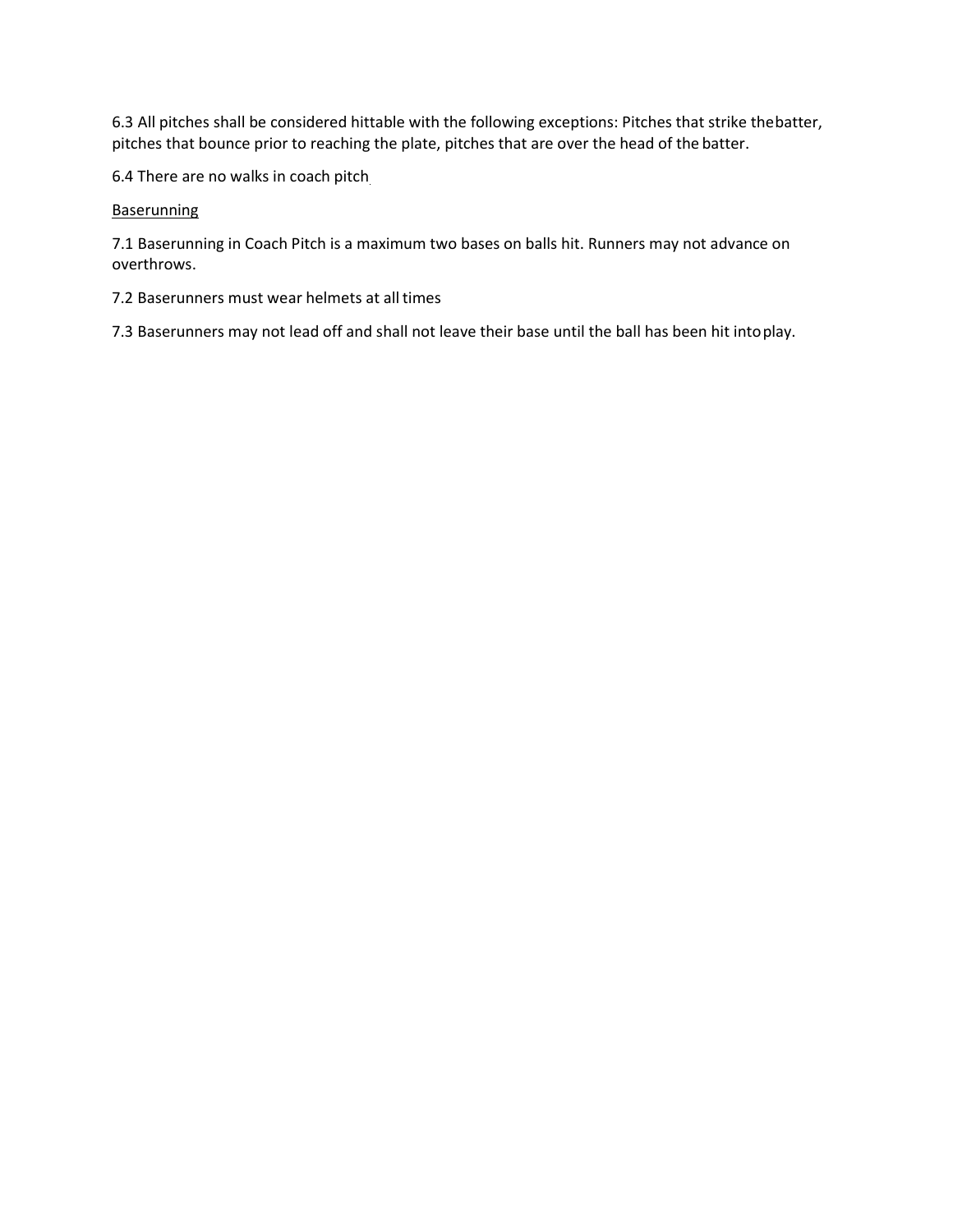6.3 All pitches shall be considered hittable with the following exceptions: Pitches that strike the batter, pitches that bounce prior to reaching the plate, pitches that are over the head of the batter.

6.4 There are no walks in coach pitch

Baserunning

7.1 Baserunning in Coach Pitch is a maximum two bases on balls hit. Runners may not advance on overthrows.

7.2 Baserunners must wear helmets at all times

7.3 Baserunners may not lead off and shall not leave their base until the ball has been hit into play.